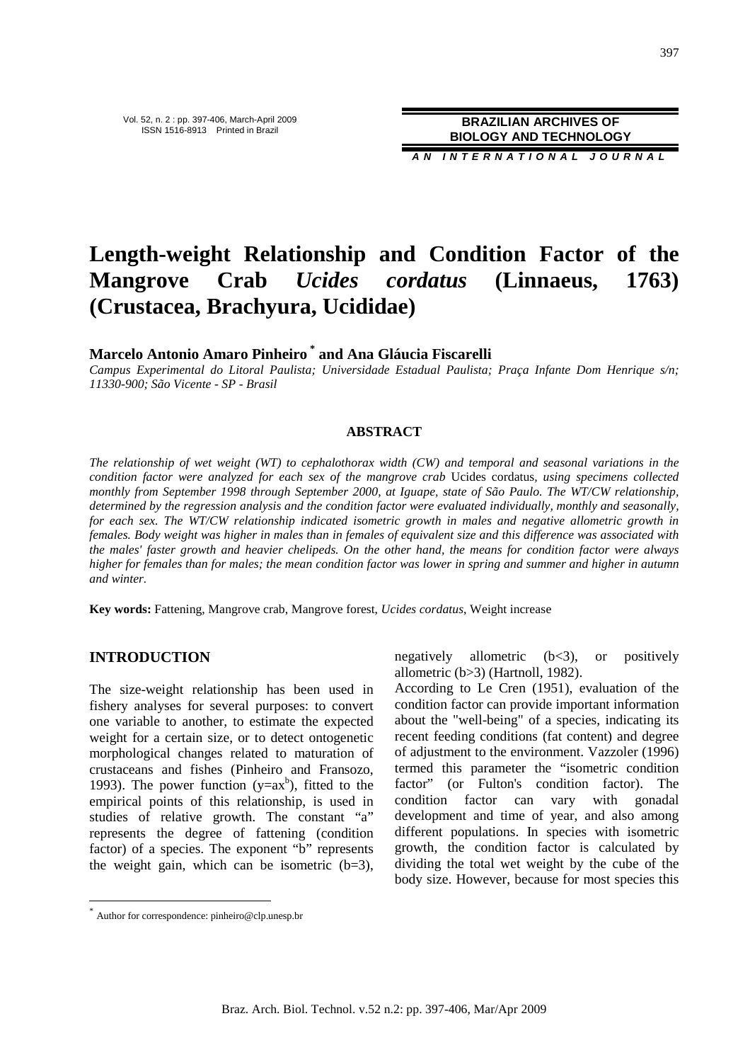# Length-weight Relationship and Condition Factor of the Mangrove Crab *Ucides cordatus* (Linnaeus, 1763) (Crustacea, Brachyura, Ucididae)

**Marcelo Antonio Amaro Pinheiro [*] and Ana Gláucia Fiscarelli**

*Campus Experimental do Litoral Paulista; Universidade Estadual Paulista; Praça Infante Dom Henrique s/n; 11330-900; São Vicente - SP - Brasil*

## ABSTRACT

*The relationship of wet weight (WT) to cephalothorax width (CW) and temporal and seasonal variations in the condition factor were analyzed for each sex of the mangrove crab* Ucides cordatus*, using specimens collected monthly from September 1998 through September 2000, at Iguape, state of São Paulo. The WT/CW relationship, determined by the regression analysis and the condition factor were evaluated individually, monthly and seasonally, for each sex. The WT/CW relationship indicated isometric growth in males and negative allometric growth in females. Body weight was higher in males than in females of equivalent size and this difference was associated with the males' faster growth and heavier chelipeds. On the other hand, the means for condition factor were always higher for females than for males; the mean condition factor was lower in spring and summer and higher in autumn and winter.*

**Key words:** Fattening, Mangrove crab, Mangrove forest, *Ucides cordatus*, Weight increase

## INTRODUCTION

The size-weight relationship has been used in fishery analyses for several purposes: to convert one variable to another, to estimate the expected weight for a certain size, or to detect ontogenetic morphological changes related to maturation of crustaceans and fishes (Pinheiro and Fransozo, 1993). The power function ($y=ax^b$), fitted to the empirical points of this relationship, is used in studies of relative growth. The constant "a" represents the degree of fattening (condition factor) of a species. The exponent "b" represents the weight gain, which can be isometric ($b=3$), negatively allometric ($b<3$), or positively allometric ($b>3$) (Hartnoll, 1982).

According to Le Cren (1951), evaluation of the condition factor can provide important information about the "well-being" of a species, indicating its recent feeding conditions (fat content) and degree of adjustment to the environment. Vazzoler (1996) termed this parameter the "isometric condition factor" (or Fulton's condition factor). The condition factor can vary with gonadal development and time of year, and also among different populations. In species with isometric growth, the condition factor is calculated by dividing the total wet weight by the cube of the body size. However, because for most species this

[*] Author for correspondence: pinheiro@clp.unesp.br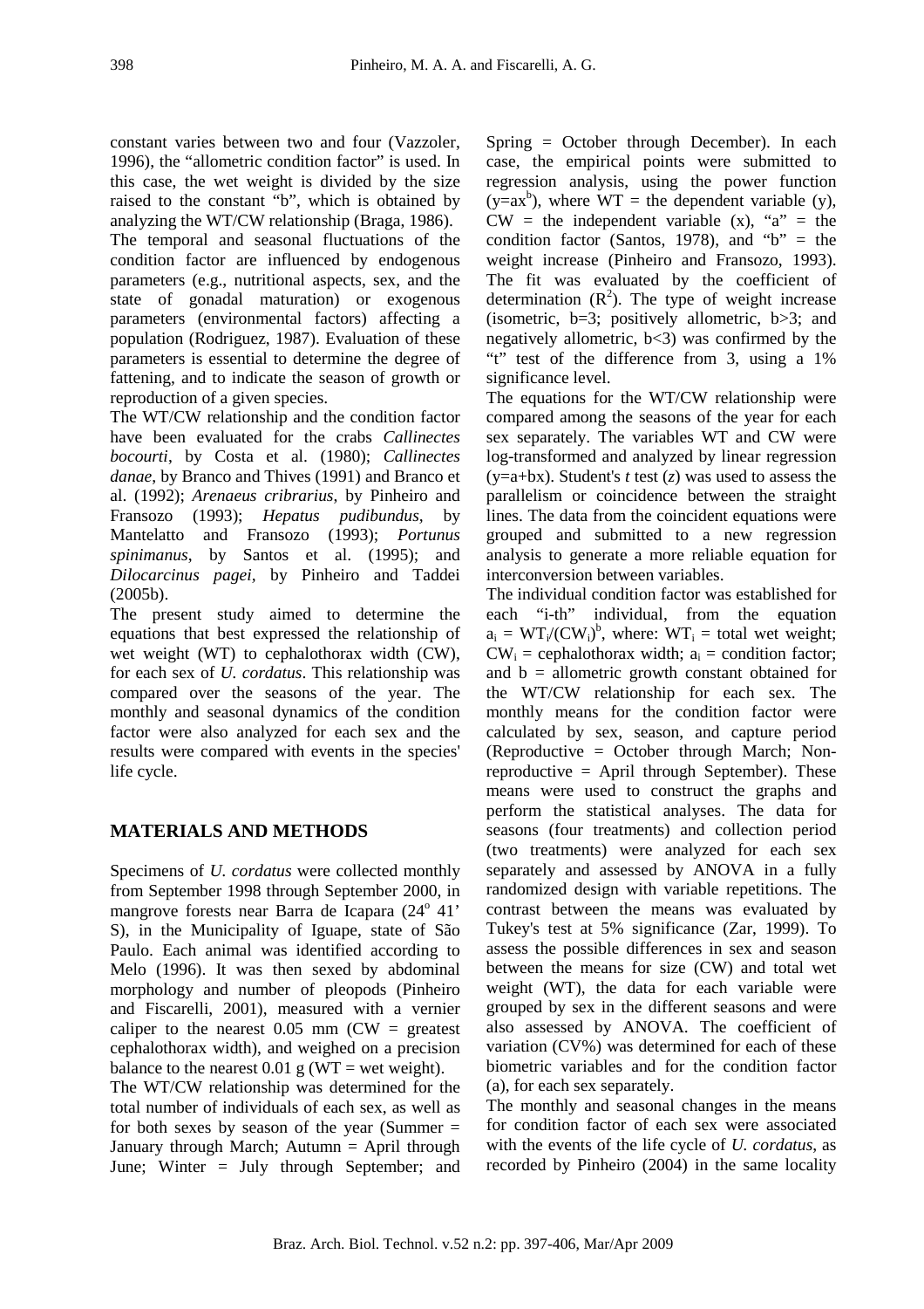constant varies between two and four (Vazzoler, 1996), the "allometric condition factor" is used. In this case, the wet weight is divided by the size raised to the constant "b", which is obtained by analyzing the WT/CW relationship (Braga, 1986).

The temporal and seasonal fluctuations of the condition factor are influenced by endogenous parameters (e.g., nutritional aspects, sex, and the state of gonadal maturation) or exogenous parameters (environmental factors) affecting a population (Rodriguez, 1987). Evaluation of these parameters is essential to determine the degree of fattening, and to indicate the season of growth or reproduction of a given species.

The WT/CW relationship and the condition factor have been evaluated for the crabs *Callinectes bocourti*, by Costa et al. (1980); *Callinectes danae*, by Branco and Thives (1991) and Branco et al. (1992); *Arenaeus cribrarius*, by Pinheiro and Fransozo (1993); *Hepatus pudibundus*, by Mantelatto and Fransozo (1993); *Portunus spinimanus*, by Santos et al. (1995); and *Dilocarcinus pagei*, by Pinheiro and Taddei (2005b).

The present study aimed to determine the equations that best expressed the relationship of wet weight (WT) to cephalothorax width (CW), for each sex of *U. cordatus*. This relationship was compared over the seasons of the year. The monthly and seasonal dynamics of the condition factor were also analyzed for each sex and the results were compared with events in the species' life cycle.

## MATERIALS AND METHODS

Specimens of *U. cordatus* were collected monthly from September 1998 through September 2000, in mangrove forests near Barra de Icapara (24° 41' S), in the Municipality of Iguape, state of São Paulo. Each animal was identified according to Melo (1996). It was then sexed by abdominal morphology and number of pleopods (Pinheiro and Fiscarelli, 2001), measured with a vernier caliper to the nearest 0.05 mm (CW = greatest cephalothorax width), and weighed on a precision balance to the nearest 0.01 g (WT = wet weight).

The WT/CW relationship was determined for the total number of individuals of each sex, as well as for both sexes by season of the year (Summer = January through March; Autumn = April through June; Winter = July through September; and Spring = October through December). In each case, the empirical points were submitted to regression analysis, using the power function ($y=ax^b$), where WT = the dependent variable (y), CW = the independent variable (x), "a" = the condition factor (Santos, 1978), and "b" = the weight increase (Pinheiro and Fransozo, 1993). The fit was evaluated by the coefficient of determination ($R^2$). The type of weight increase (isometric, b=3; positively allometric, b>3; and negatively allometric, b<3) was confirmed by the "t" test of the difference from 3, using a 1% significance level.

The equations for the WT/CW relationship were compared among the seasons of the year for each sex separately. The variables WT and CW were log-transformed and analyzed by linear regression (y=a+bx). Student's *t* test (*z*) was used to assess the parallelism or coincidence between the straight lines. The data from the coincident equations were grouped and submitted to a new regression analysis to generate a more reliable equation for interconversion between variables.

The individual condition factor was established for each "i-th" individual, from the equation $a_i = WT_i/(CW_i)^b$, where: $WT_i$ = total wet weight; $CW_i$ = cephalothorax width; $a_i$ = condition factor; and b = allometric growth constant obtained for the WT/CW relationship for each sex. The monthly means for the condition factor were calculated by sex, season, and capture period (Reproductive = October through March; Non-reproductive = April through September). These means were used to construct the graphs and perform the statistical analyses. The data for seasons (four treatments) and collection period (two treatments) were analyzed for each sex separately and assessed by ANOVA in a fully randomized design with variable repetitions. The contrast between the means was evaluated by Tukey's test at 5% significance (Zar, 1999). To assess the possible differences in sex and season between the means for size (CW) and total wet weight (WT), the data for each variable were grouped by sex in the different seasons and were also assessed by ANOVA. The coefficient of variation (CV%) was determined for each of these biometric variables and for the condition factor (a), for each sex separately.

The monthly and seasonal changes in the means for condition factor of each sex were associated with the events of the life cycle of *U. cordatus*, as recorded by Pinheiro (2004) in the same locality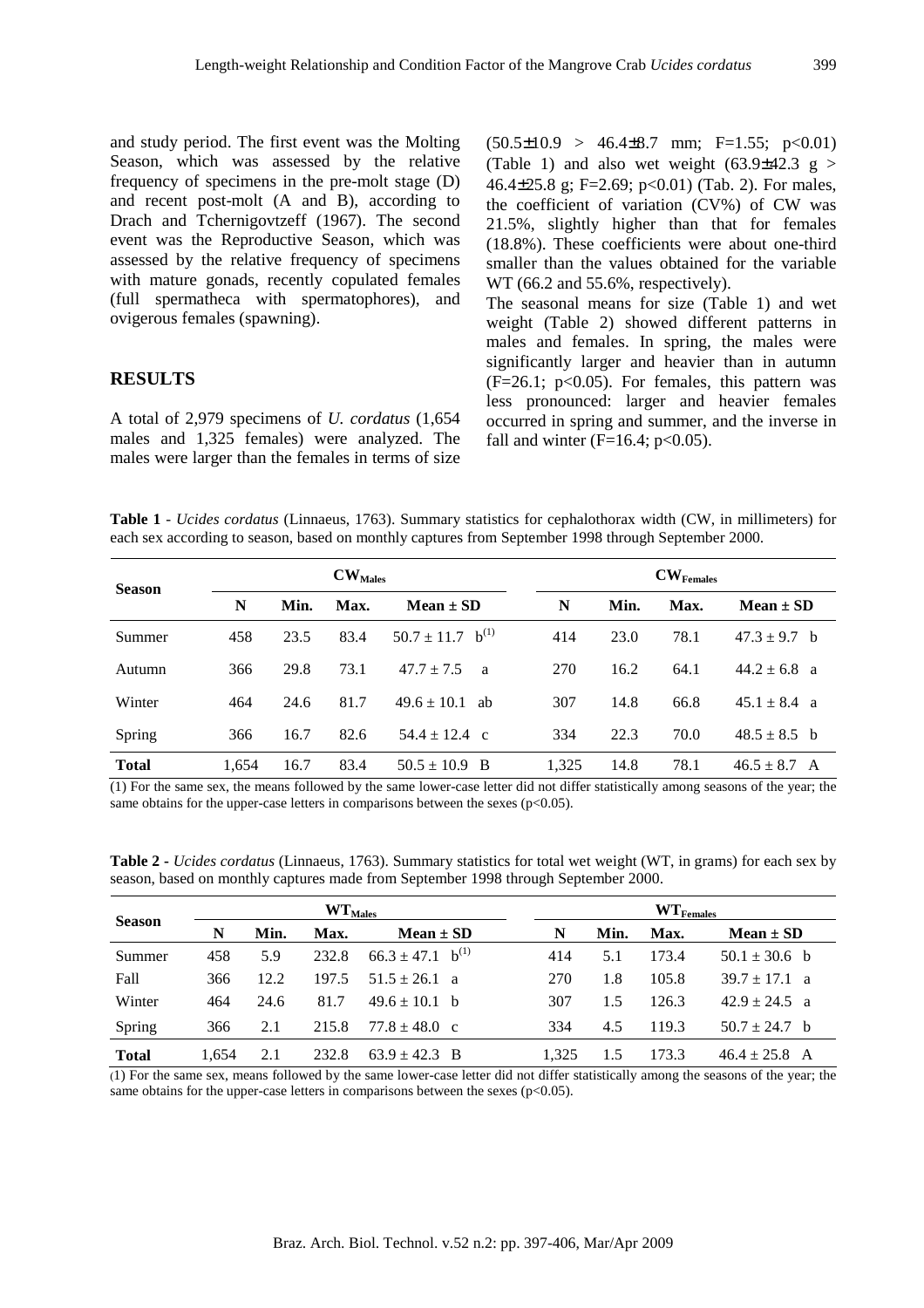and study period. The first event was the Molting Season, which was assessed by the relative frequency of specimens in the pre-molt stage (D) and recent post-molt (A and B), according to Drach and Tchernigovtzeff (1967). The second event was the Reproductive Season, which was assessed by the relative frequency of specimens with mature gonads, recently copulated females (full spermatheca with spermatophores), and ovigerous females (spawning).

## RESULTS

A total of 2,979 specimens of *U. cordatus* (1,654 males and 1,325 females) were analyzed. The males were larger than the females in terms of size (50.5±10.9 > 46.4±8.7 mm; $F=1.55$; $p<0.01$) (Table 1) and also wet weight (63.9±42.3 g > 46.4±25.8 g; $F=2.69$; $p<0.01$) (Tab. 2). For males, the coefficient of variation (CV%) of CW was 21.5%, slightly higher than that for females (18.8%). These coefficients were about one-third smaller than the values obtained for the variable WT (66.2 and 55.6%, respectively).

The seasonal means for size (Table 1) and wet weight (Table 2) showed different patterns in males and females. In spring, the males were significantly larger and heavier than in autumn ($F=26.1$; $p<0.05$). For females, this pattern was less pronounced: larger and heavier females occurred in spring and summer, and the inverse in fall and winter ($F=16.4$; $p<0.05$).

**Table 1** - *Ucides cordatus* (Linnaeus, 1763). Summary statistics for cephalothorax width (CW, in millimeters) for each sex according to season, based on monthly captures from September 1998 through September 2000.

| Season | $CW_{Males}$ | | | | $CW_{Females}$ | | | |
|---|---|---|---|---|---|---|---|---|
| | N | Min. | Max. | Mean ± SD | N | Min. | Max. | Mean ± SD |
| Summer | 458 | 23.5 | 83.4 | 50.7 ± 11.7 b(1) | 414 | 23.0 | 78.1 | 47.3 ± 9.7 b |
| Autumn | 366 | 29.8 | 73.1 | 47.7 ± 7.5 a | 270 | 16.2 | 64.1 | 44.2 ± 6.8 a |
| Winter | 464 | 24.6 | 81.7 | 49.6 ± 10.1 ab | 307 | 14.8 | 66.8 | 45.1 ± 8.4 a |
| Spring | 366 | 16.7 | 82.6 | 54.4 ± 12.4 c | 334 | 22.3 | 70.0 | 48.5 ± 8.5 b |
| **Total** | 1,654 | 16.7 | 83.4 | 50.5 ± 10.9 B | 1,325 | 14.8 | 78.1 | 46.5 ± 8.7 A |

(1) For the same sex, the means followed by the same lower-case letter did not differ statistically among seasons of the year; the same obtains for the upper-case letters in comparisons between the sexes ($p<0.05$).

**Table 2** - *Ucides cordatus* (Linnaeus, 1763). Summary statistics for total wet weight (WT, in grams) for each sex by season, based on monthly captures made from September 1998 through September 2000.

| Season | $WT_{Males}$ | | | | $WT_{Females}$ | | | |
|---|---|---|---|---|---|---|---|---|
| | N | Min. | Max. | Mean ± SD | N | Min. | Max. | Mean ± SD |
| Summer | 458 | 5.9 | 232.8 | 66.3 ± 47.1 b(1) | 414 | 5.1 | 173.4 | 50.1 ± 30.6 b |
| Fall | 366 | 12.2 | 197.5 | 51.5 ± 26.1 a | 270 | 1.8 | 105.8 | 39.7 ± 17.1 a |
| Winter | 464 | 24.6 | 81.7 | 49.6 ± 10.1 b | 307 | 1.5 | 126.3 | 42.9 ± 24.5 a |
| Spring | 366 | 2.1 | 215.8 | 77.8 ± 48.0 c | 334 | 4.5 | 119.3 | 50.7 ± 24.7 b |
| **Total** | 1,654 | 2.1 | 232.8 | 63.9 ± 42.3 B | 1,325 | 1.5 | 173.3 | 46.4 ± 25.8 A |

(1) For the same sex, means followed by the same lower-case letter did not differ statistically among the seasons of the year; the same obtains for the upper-case letters in comparisons between the sexes ($p<0.05$).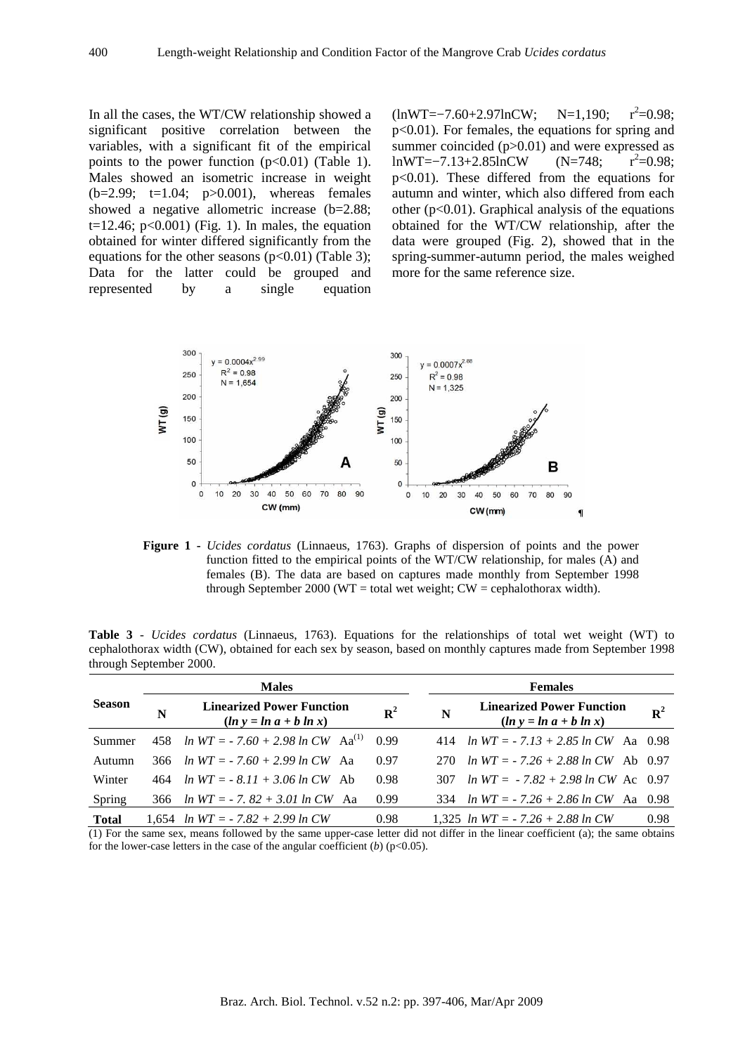In all the cases, the WT/CW relationship showed a significant positive correlation between the variables, with a significant fit of the empirical points to the power function ($p<0.01$) (Table 1). Males showed an isometric increase in weight ($b=2.99$; $t=1.04$; $p>0.001$), whereas females showed a negative allometric increase ($b=2.88$; $t=12.46$; $p<0.001$) (Fig. 1). In males, the equation obtained for winter differed significantly from the equations for the other seasons ($p<0.01$) (Table 3); Data for the latter could be grouped and represented by a single equation ($\ln WT=-7.60+2.97 \ln CW$; $N=1{,}190$; $r^2=0.98$; $p<0.01$). For females, the equations for spring and summer coincided ($p>0.01$) and were expressed as $\ln WT=-7.13+2.85 \ln CW$ ($N=748$; $r^2=0.98$; $p<0.01$). These differed from the equations for autumn and winter, which also differed from each other ($p<0.01$). Graphical analysis of the equations obtained for the WT/CW relationship, after the data were grouped (Fig. 2), showed that in the spring-summer-autumn period, the males weighed more for the same reference size.

**Figure 1 -** *Ucides cordatus* (Linnaeus, 1763). Graphs of dispersion of points and the power function fitted to the empirical points of the WT/CW relationship, for males (A) and females (B). The data are based on captures made monthly from September 1998 through September 2000 (WT = total wet weight; CW = cephalothorax width).

**Table 3** - *Ucides cordatus* (Linnaeus, 1763). Equations for the relationships of total wet weight (WT) to cephalothorax width (CW), obtained for each sex by season, based on monthly captures made from September 1998 through September 2000.

| Season | Males | | | Females | | |
|---|---|---|---|---|---|---|
| | N | Linearized Power Function ($\ln y = \ln a + b \ln x$) | $R^2$ | N | Linearized Power Function ($\ln y = \ln a + b \ln x$) | $R^2$ |
| Summer | 458 | $\ln WT = -7.60 + 2.98 \ln CW$ Aa[(1)] | 0.99 | 414 | $\ln WT = -7.13 + 2.85 \ln CW$ Aa | 0.98 |
| Autumn | 366 | $\ln WT = -7.60 + 2.99 \ln CW$ Aa | 0.97 | 270 | $\ln WT = -7.26 + 2.88 \ln CW$ Ab | 0.97 |
| Winter | 464 | $\ln WT = -8.11 + 3.06 \ln CW$ Ab | 0.98 | 307 | $\ln WT = -7.82 + 2.98 \ln CW$ Ac | 0.97 |
| Spring | 366 | $\ln WT = -7.82 + 3.01 \ln CW$ Aa | 0.99 | 334 | $\ln WT = -7.26 + 2.86 \ln CW$ Aa | 0.98 |
| **Total** | 1,654 | $\ln WT = -7.82 + 2.99 \ln CW$ | 0.98 | 1,325 | $\ln WT = -7.26 + 2.88 \ln CW$ | 0.98 |

(1) For the same sex, means followed by the same upper-case letter did not differ in the linear coefficient (*a*); the same obtains for the lower-case letters in the case of the angular coefficient (*b*) ($p<0.05$).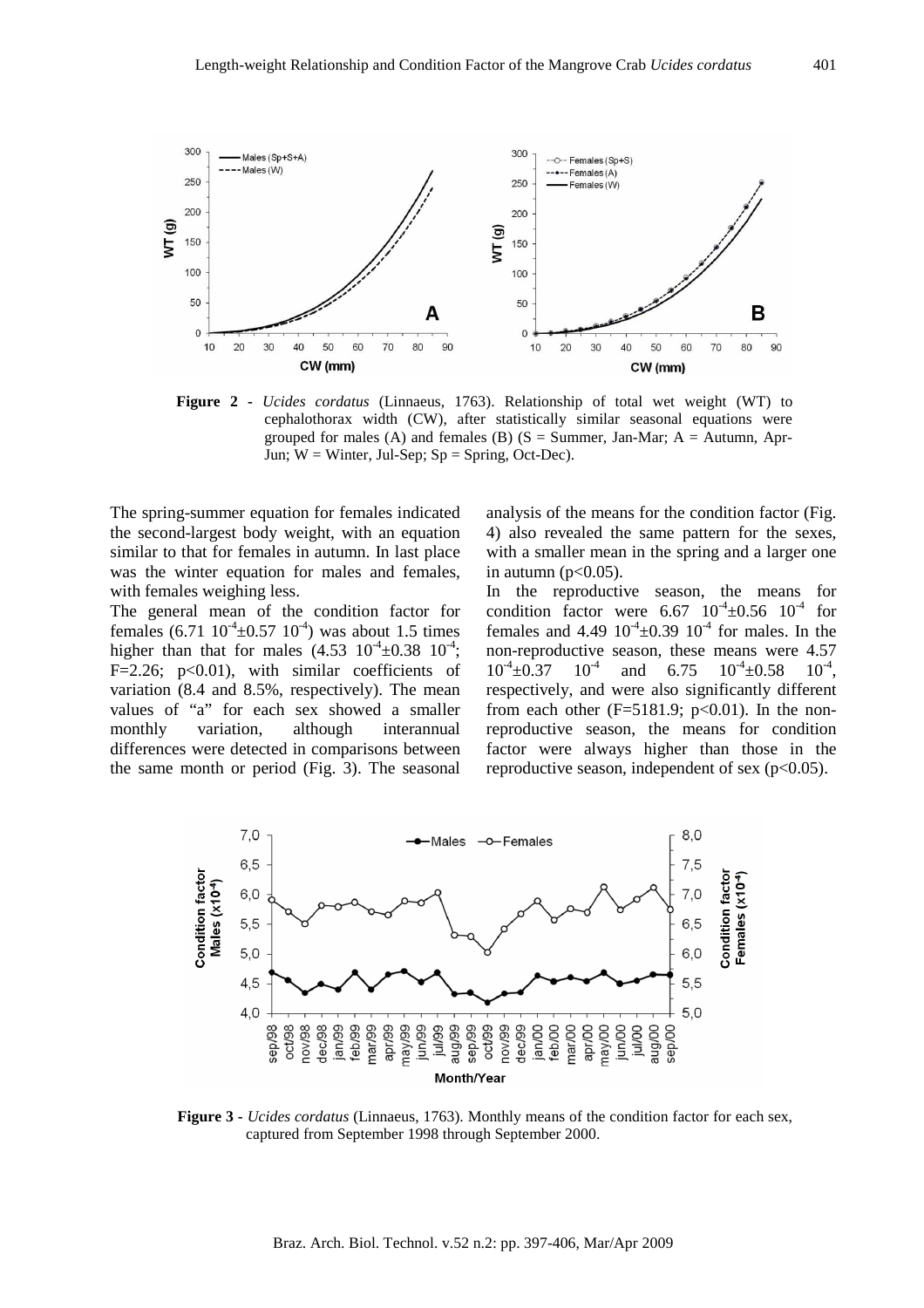**Figure 2** - *Ucides cordatus* (Linnaeus, 1763). Relationship of total wet weight (WT) to cephalothorax width (CW), after statistically similar seasonal equations were grouped for males (A) and females (B) (S = Summer, Jan-Mar; A = Autumn, Apr-Jun; W = Winter, Jul-Sep; Sp = Spring, Oct-Dec).

The spring-summer equation for females indicated the second-largest body weight, with an equation similar to that for females in autumn. In last place was the winter equation for males and females, with females weighing less.

The general mean of the condition factor for females ($6.71\ 10^{-4} \pm 0.57\ 10^{-4}$) was about 1.5 times higher than that for males ($4.53\ 10^{-4} \pm 0.38\ 10^{-4}$; $F=2.26$; $p<0.01$), with similar coefficients of variation (8.4 and 8.5%, respectively). The mean values of "a" for each sex showed a smaller monthly variation, although interannual differences were detected in comparisons between the same month or period (Fig. 3). The seasonal analysis of the means for the condition factor (Fig. 4) also revealed the same pattern for the sexes, with a smaller mean in the spring and a larger one in autumn ($p<0.05$).

In the reproductive season, the means for condition factor were $6.67\ 10^{-4} \pm 0.56\ 10^{-4}$ for females and $4.49\ 10^{-4} \pm 0.39\ 10^{-4}$ for males. In the non-reproductive season, these means were $4.57\ 10^{-4} \pm 0.37\ 10^{-4}$ and $6.75\ 10^{-4} \pm 0.58\ 10^{-4}$, respectively, and were also significantly different from each other ($F=5181.9$; $p<0.01$). In the non-reproductive season, the means for condition factor were always higher than those in the reproductive season, independent of sex ($p<0.05$).

**Figure 3** - *Ucides cordatus* (Linnaeus, 1763). Monthly means of the condition factor for each sex, captured from September 1998 through September 2000.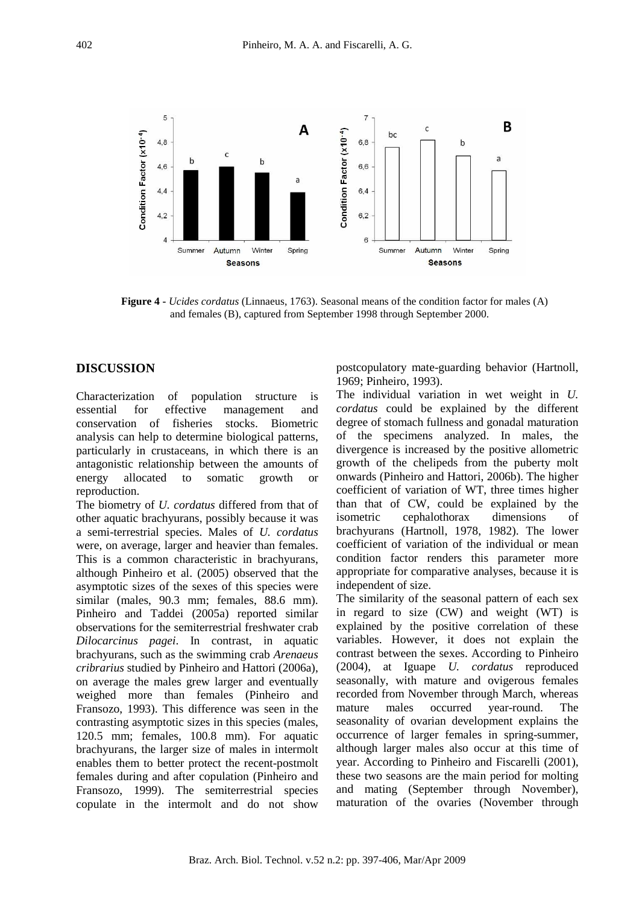**Figure 4** - *Ucides cordatus* (Linnaeus, 1763). Seasonal means of the condition factor for males (A) and females (B), captured from September 1998 through September 2000.

## DISCUSSION

Characterization of population structure is essential for effective management and conservation of fisheries stocks. Biometric analysis can help to determine biological patterns, particularly in crustaceans, in which there is an antagonistic relationship between the amounts of energy allocated to somatic growth or reproduction.

The biometry of *U. cordatus* differed from that of other aquatic brachyurans, possibly because it was a semi-terrestrial species. Males of *U. cordatus* were, on average, larger and heavier than females. This is a common characteristic in brachyurans, although Pinheiro et al. (2005) observed that the asymptotic sizes of the sexes of this species were similar (males, 90.3 mm; females, 88.6 mm). Pinheiro and Taddei (2005a) reported similar observations for the semiterrestrial freshwater crab *Dilocarcinus pagei*. In contrast, in aquatic brachyurans, such as the swimming crab *Arenaeus cribrarius* studied by Pinheiro and Hattori (2006a), on average the males grew larger and eventually weighed more than females (Pinheiro and Fransozo, 1993). This difference was seen in the contrasting asymptotic sizes in this species (males, 120.5 mm; females, 100.8 mm). For aquatic brachyurans, the larger size of males in intermolt enables them to better protect the recent-postmolt females during and after copulation (Pinheiro and Fransozo, 1999). The semiterrestrial species copulate in the intermolt and do not show postcopulatory mate-guarding behavior (Hartnoll, 1969; Pinheiro, 1993).

The individual variation in wet weight in *U. cordatus* could be explained by the different degree of stomach fullness and gonadal maturation of the specimens analyzed. In males, the divergence is increased by the positive allometric growth of the chelipeds from the puberty molt onwards (Pinheiro and Hattori, 2006b). The higher coefficient of variation of WT, three times higher than that of CW, could be explained by the isometric cephalothorax dimensions of brachyurans (Hartnoll, 1978, 1982). The lower coefficient of variation of the individual or mean condition factor renders this parameter more appropriate for comparative analyses, because it is independent of size.

The similarity of the seasonal pattern of each sex in regard to size (CW) and weight (WT) is explained by the positive correlation of these variables. However, it does not explain the contrast between the sexes. According to Pinheiro (2004), at Iguape *U. cordatus* reproduced seasonally, with mature and ovigerous females recorded from November through March, whereas mature males occurred year-round. The seasonality of ovarian development explains the occurrence of larger females in spring-summer, although larger males also occur at this time of year. According to Pinheiro and Fiscarelli (2001), these two seasons are the main period for molting and mating (September through November), maturation of the ovaries (November through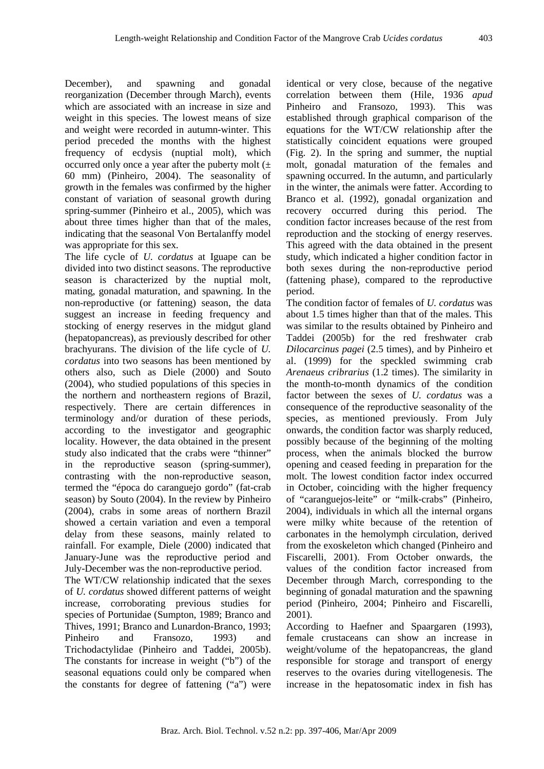December), and spawning and gonadal reorganization (December through March), events which are associated with an increase in size and weight in this species. The lowest means of size and weight were recorded in autumn-winter. This period preceded the months with the highest frequency of ecdysis (nuptial molt), which occurred only once a year after the puberty molt (± 60 mm) (Pinheiro, 2004). The seasonality of growth in the females was confirmed by the higher constant of variation of seasonal growth during spring-summer (Pinheiro et al., 2005), which was about three times higher than that of the males, indicating that the seasonal Von Bertalanffy model was appropriate for this sex.

The life cycle of *U. cordatus* at Iguape can be divided into two distinct seasons. The reproductive season is characterized by the nuptial molt, mating, gonadal maturation, and spawning. In the non-reproductive (or fattening) season, the data suggest an increase in feeding frequency and stocking of energy reserves in the midgut gland (hepatopancreas), as previously described for other brachyurans. The division of the life cycle of *U. cordatus* into two seasons has been mentioned by others also, such as Diele (2000) and Souto (2004), who studied populations of this species in the northern and northeastern regions of Brazil, respectively. There are certain differences in terminology and/or duration of these periods, according to the investigator and geographic locality. However, the data obtained in the present study also indicated that the crabs were "thinner" in the reproductive season (spring-summer), contrasting with the non-reproductive season, termed the "época do caranguejo gordo" (fat-crab season) by Souto (2004). In the review by Pinheiro (2004), crabs in some areas of northern Brazil showed a certain variation and even a temporal delay from these seasons, mainly related to rainfall. For example, Diele (2000) indicated that January-June was the reproductive period and July-December was the non-reproductive period.

The WT/CW relationship indicated that the sexes of *U. cordatus* showed different patterns of weight increase, corroborating previous studies for species of Portunidae (Sumpton, 1989; Branco and Thives, 1991; Branco and Lunardon-Branco, 1993; Pinheiro and Fransozo, 1993) and Trichodactylidae (Pinheiro and Taddei, 2005b). The constants for increase in weight ("b") of the seasonal equations could only be compared when the constants for degree of fattening ("a") were identical or very close, because of the negative correlation between them (Hile, 1936 *apud* Pinheiro and Fransozo, 1993). This was established through graphical comparison of the equations for the WT/CW relationship after the statistically coincident equations were grouped (Fig. 2). In the spring and summer, the nuptial molt, gonadal maturation of the females and spawning occurred. In the autumn, and particularly in the winter, the animals were fatter. According to Branco et al. (1992), gonadal organization and recovery occurred during this period. The condition factor increases because of the rest from reproduction and the stocking of energy reserves. This agreed with the data obtained in the present study, which indicated a higher condition factor in both sexes during the non-reproductive period (fattening phase), compared to the reproductive period.

The condition factor of females of *U. cordatus* was about 1.5 times higher than that of the males. This was similar to the results obtained by Pinheiro and Taddei (2005b) for the red freshwater crab *Dilocarcinus pagei* (2.5 times), and by Pinheiro et al. (1999) for the speckled swimming crab *Arenaeus cribrarius* (1.2 times). The similarity in the month-to-month dynamics of the condition factor between the sexes of *U. cordatus* was a consequence of the reproductive seasonality of the species, as mentioned previously. From July onwards, the condition factor was sharply reduced, possibly because of the beginning of the molting process, when the animals blocked the burrow opening and ceased feeding in preparation for the molt. The lowest condition factor index occurred in October, coinciding with the higher frequency of "caranguejos-leite" or "milk-crabs" (Pinheiro, 2004), individuals in which all the internal organs were milky white because of the retention of carbonates in the hemolymph circulation, derived from the exoskeleton which changed (Pinheiro and Fiscarelli, 2001). From October onwards, the values of the condition factor increased from December through March, corresponding to the beginning of gonadal maturation and the spawning period (Pinheiro, 2004; Pinheiro and Fiscarelli, 2001).

According to Haefner and Spaargaren (1993), female crustaceans can show an increase in weight/volume of the hepatopancreas, the gland responsible for storage and transport of energy reserves to the ovaries during vitellogenesis. The increase in the hepatosomatic index in fish has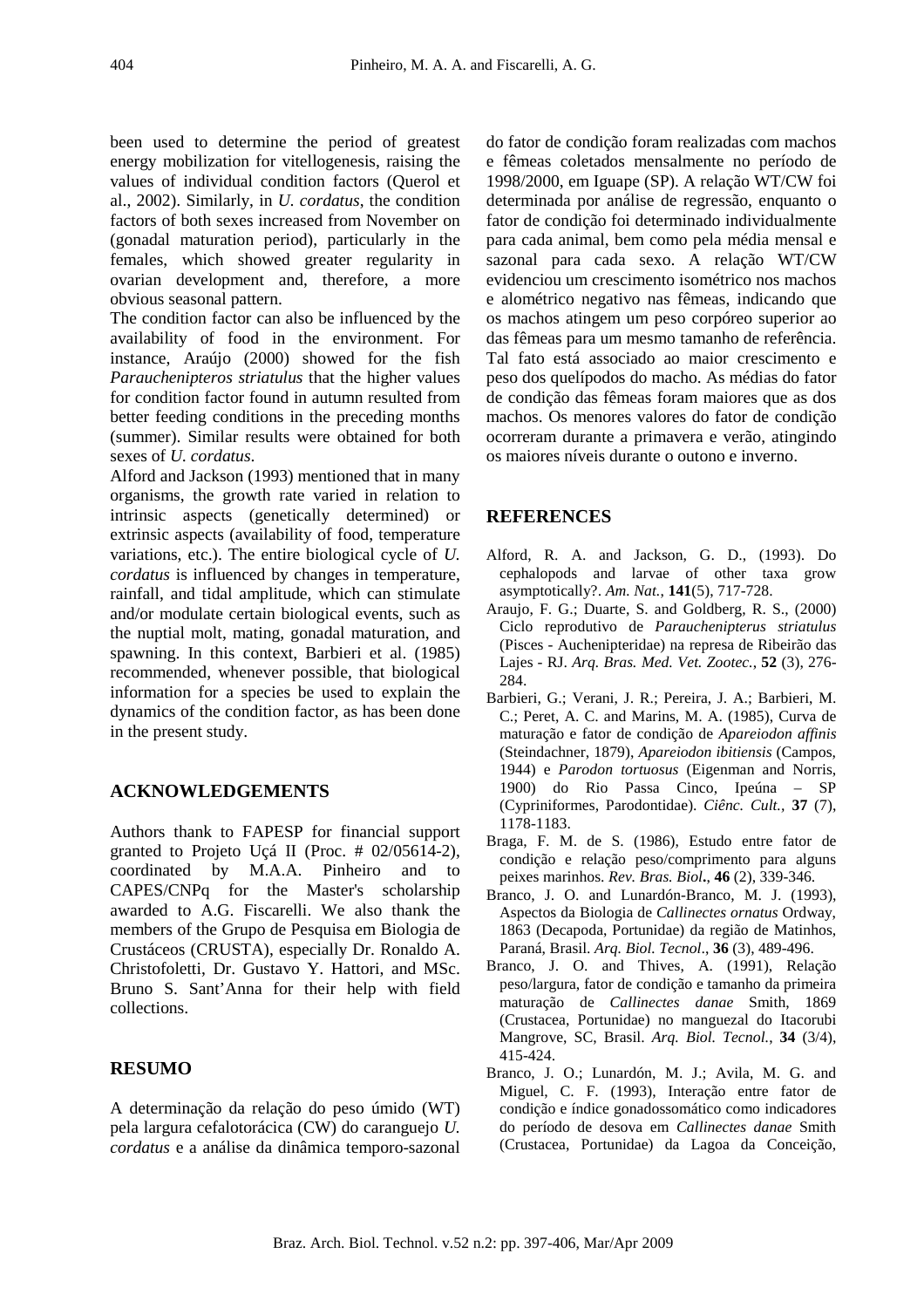been used to determine the period of greatest energy mobilization for vitellogenesis, raising the values of individual condition factors (Querol et al., 2002). Similarly, in *U. cordatus*, the condition factors of both sexes increased from November on (gonadal maturation period), particularly in the females, which showed greater regularity in ovarian development and, therefore, a more obvious seasonal pattern.

The condition factor can also be influenced by the availability of food in the environment. For instance, Araújo (2000) showed for the fish *Parauchenipteros striatulus* that the higher values for condition factor found in autumn resulted from better feeding conditions in the preceding months (summer). Similar results were obtained for both sexes of *U. cordatus*.

Alford and Jackson (1993) mentioned that in many organisms, the growth rate varied in relation to intrinsic aspects (genetically determined) or extrinsic aspects (availability of food, temperature variations, etc.). The entire biological cycle of *U. cordatus* is influenced by changes in temperature, rainfall, and tidal amplitude, which can stimulate and/or modulate certain biological events, such as the nuptial molt, mating, gonadal maturation, and spawning. In this context, Barbieri et al. (1985) recommended, whenever possible, that biological information for a species be used to explain the dynamics of the condition factor, as has been done in the present study.

## ACKNOWLEDGEMENTS

Authors thank to FAPESP for financial support granted to Projeto Uçá II (Proc. # 02/05614-2), coordinated by M.A.A. Pinheiro and to CAPES/CNPq for the Master's scholarship awarded to A.G. Fiscarelli. We also thank the members of the Grupo de Pesquisa em Biologia de Crustáceos (CRUSTA), especially Dr. Ronaldo A. Christofoletti, Dr. Gustavo Y. Hattori, and MSc. Bruno S. Sant'Anna for their help with field collections.

## RESUMO

A determinação da relação do peso úmido (WT) pela largura cefalotorácica (CW) do caranguejo *U. cordatus* e a análise da dinâmica temporo-sazonal do fator de condição foram realizadas com machos e fêmeas coletados mensalmente no período de 1998/2000, em Iguape (SP). A relação WT/CW foi determinada por análise de regressão, enquanto o fator de condição foi determinado individualmente para cada animal, bem como pela média mensal e sazonal para cada sexo. A relação WT/CW evidenciou um crescimento isométrico nos machos e alométrico negativo nas fêmeas, indicando que os machos atingem um peso corpóreo superior ao das fêmeas para um mesmo tamanho de referência. Tal fato está associado ao maior crescimento e peso dos quelípodos do macho. As médias do fator de condição das fêmeas foram maiores que as dos machos. Os menores valores do fator de condição ocorreram durante a primavera e verão, atingindo os maiores níveis durante o outono e inverno.

## REFERENCES

Alford, R. A. and Jackson, G. D., (1993). Do cephalopods and larvae of other taxa grow asymptotically?. *Am. Nat.*, **141**(5), 717-728.

Araujo, F. G.; Duarte, S. and Goldberg, R. S., (2000) Ciclo reprodutivo de *Parauchenipterus striatulus* (Pisces - Auchenipteridae) na represa de Ribeirão das Lajes - RJ. *Arq. Bras. Med. Vet. Zootec.*, **52** (3), 276-284.

Barbieri, G.; Verani, J. R.; Pereira, J. A.; Barbieri, M. C.; Peret, A. C. and Marins, M. A. (1985), Curva de maturação e fator de condição de *Apareiodon affinis* (Steindachner, 1879), *Apareiodon ibitiensis* (Campos, 1944) e *Parodon tortuosus* (Eigenman and Norris, 1900) do Rio Passa Cinco, Ipeúna – SP (Cypriniformes, Parodontidae). *Ciênc. Cult.*, **37** (7), 1178-1183.

Braga, F. M. de S. (1986), Estudo entre fator de condição e relação peso/comprimento para alguns peixes marinhos. *Rev. Bras. Biol***.**, **46** (2), 339-346.

Branco, J. O. and Lunardón-Branco, M. J. (1993), Aspectos da Biologia de *Callinectes ornatus* Ordway, 1863 (Decapoda, Portunidae) da região de Matinhos, Paraná, Brasil. *Arq. Biol. Tecnol*., **36** (3), 489-496.

Branco, J. O. and Thives, A. (1991), Relação peso/largura, fator de condição e tamanho da primeira maturação de *Callinectes danae* Smith, 1869 (Crustacea, Portunidae) no manguezal do Itacorubi Mangrove, SC, Brasil. *Arq. Biol. Tecnol.*, **34** (3/4), 415-424.

Branco, J. O.; Lunardón, M. J.; Avila, M. G. and Miguel, C. F. (1993), Interação entre fator de condição e índice gonadossomático como indicadores do período de desova em *Callinectes danae* Smith (Crustacea, Portunidae) da Lagoa da Conceição,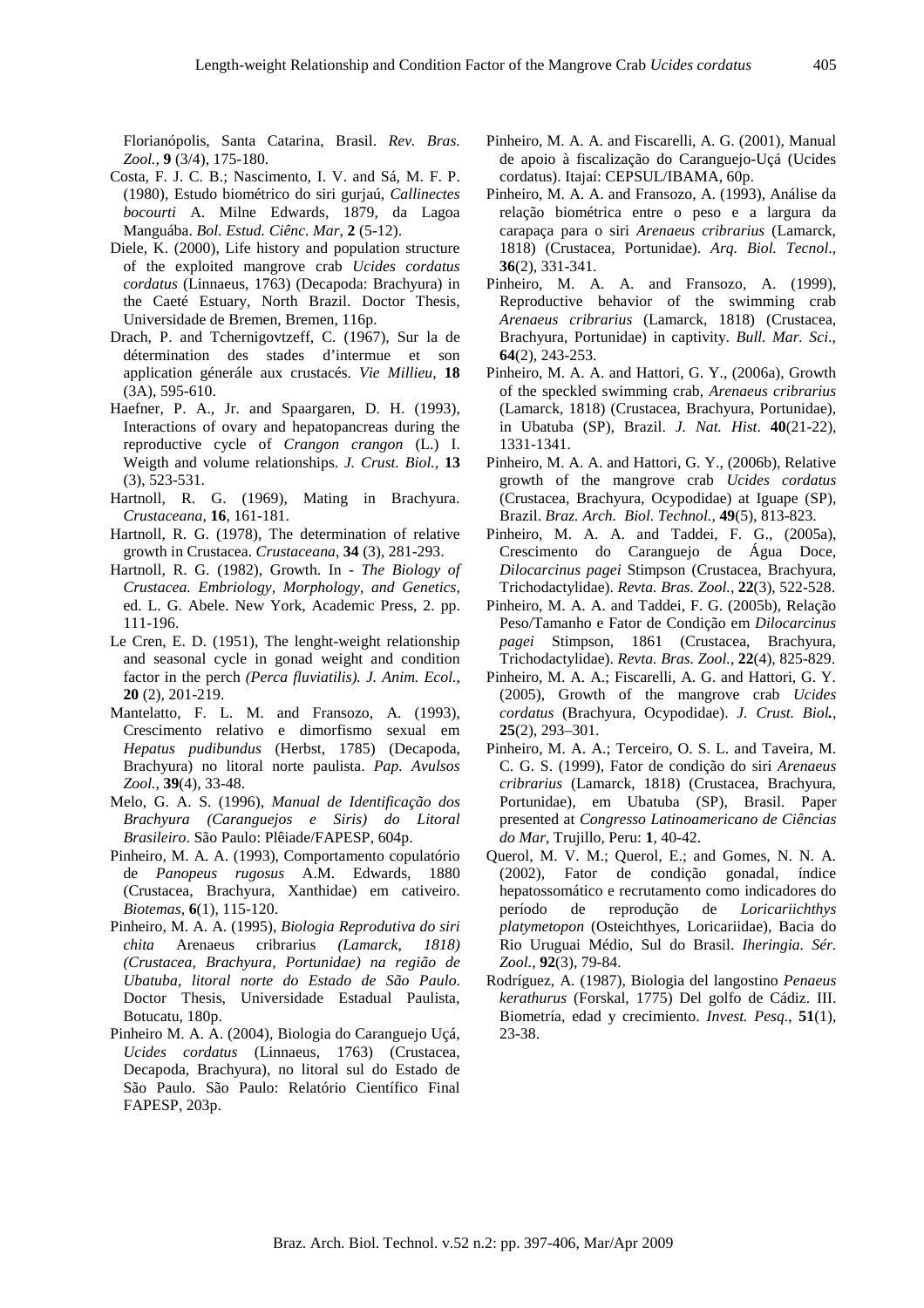Florianópolis, Santa Catarina, Brasil. *Rev. Bras. Zool.*, **9** (3/4), 175-180.

Costa, F. J. C. B.; Nascimento, I. V. and Sá, M. F. P. (1980), Estudo biométrico do siri gurjaú, *Callinectes bocourti* A. Milne Edwards, 1879, da Lagoa Manguába. *Bol. Estud. Ciênc. Mar*, **2** (5-12).

Diele, K. (2000), Life history and population structure of the exploited mangrove crab *Ucides cordatus cordatus* (Linnaeus, 1763) (Decapoda: Brachyura) in the Caeté Estuary, North Brazil. Doctor Thesis, Universidade de Bremen, Bremen, 116p.

Drach, P. and Tchernigovtzeff, C. (1967), Sur la de détermination des stades d'intermue et son application générale aux crustacés. *Vie Millieu*, **18** (3A), 595-610.

Haefner, P. A., Jr. and Spaargaren, D. H. (1993), Interactions of ovary and hepatopancreas during the reproductive cycle of *Crangon crangon* (L.) I. Weigth and volume relationships. *J. Crust. Biol.*, **13** (3), 523-531.

Hartnoll, R. G. (1969), Mating in Brachyura. *Crustaceana*, **16**, 161-181.

Hartnoll, R. G. (1978), The determination of relative growth in Crustacea. *Crustaceana*, **34** (3), 281-293.

Hartnoll, R. G. (1982), Growth. In - *The Biology of Crustacea. Embriology, Morphology, and Genetics*, ed. L. G. Abele. New York, Academic Press, 2. pp. 111-196.

Le Cren, E. D. (1951), The lenght-weight relationship and seasonal cycle in gonad weight and condition factor in the perch *(Perca fluviatilis). J. Anim. Ecol.*, **20** (2), 201-219.

Mantelatto, F. L. M. and Fransozo, A. (1993), Crescimento relativo e dimorfismo sexual em *Hepatus pudibundus* (Herbst, 1785) (Decapoda, Brachyura) no litoral norte paulista. *Pap. Avulsos Zool.*, **39**(4), 33-48.

Melo, G. A. S. (1996), *Manual de Identificação dos Brachyura (Caranguejos e Siris) do Litoral Brasileiro*. São Paulo: Plêiade/FAPESP, 604p.

Pinheiro, M. A. A. (1993), Comportamento copulatório de *Panopeus rugosus* A.M. Edwards, 1880 (Crustacea, Brachyura, Xanthidae) em cativeiro. *Biotemas*, **6**(1), 115-120.

Pinheiro, M. A. A. (1995), *Biologia Reprodutiva do siri chita* Arenaeus cribrarius *(Lamarck, 1818) (Crustacea, Brachyura, Portunidae) na região de Ubatuba, litoral norte do Estado de São Paulo*. Doctor Thesis, Universidade Estadual Paulista, Botucatu, 180p.

Pinheiro M. A. A. (2004), Biologia do Caranguejo Uçá, *Ucides cordatus* (Linnaeus, 1763) (Crustacea, Decapoda, Brachyura), no litoral sul do Estado de São Paulo. São Paulo: Relatório Científico Final FAPESP, 203p.

Pinheiro, M. A. A. and Fiscarelli, A. G. (2001), Manual de apoio à fiscalização do Caranguejo-Uçá (Ucides cordatus). Itajaí: CEPSUL/IBAMA, 60p.

Pinheiro, M. A. A. and Fransozo, A. (1993), Análise da relação biométrica entre o peso e a largura da carapaça para o siri *Arenaeus cribrarius* (Lamarck, 1818) (Crustacea, Portunidae). *Arq. Biol. Tecnol.*, **36**(2), 331-341.

Pinheiro, M. A. A. and Fransozo, A. (1999), Reproductive behavior of the swimming crab *Arenaeus cribrarius* (Lamarck, 1818) (Crustacea, Brachyura, Portunidae) in captivity. *Bull. Mar. Sci.*, **64**(2), 243-253.

Pinheiro, M. A. A. and Hattori, G. Y., (2006a), Growth of the speckled swimming crab, *Arenaeus cribrarius* (Lamarck, 1818) (Crustacea, Brachyura, Portunidae), in Ubatuba (SP), Brazil. *J. Nat. Hist*. **40**(21-22), 1331-1341.

Pinheiro, M. A. A. and Hattori, G. Y., (2006b), Relative growth of the mangrove crab *Ucides cordatus* (Crustacea, Brachyura, Ocypodidae) at Iguape (SP), Brazil. *Braz. Arch. Biol. Technol.*, **49**(5), 813-823.

Pinheiro, M. A. A. and Taddei, F. G., (2005a), Crescimento do Caranguejo de Água Doce, *Dilocarcinus pagei* Stimpson (Crustacea, Brachyura, Trichodactylidae). *Revta. Bras. Zool.*, **22**(3), 522-528.

Pinheiro, M. A. A. and Taddei, F. G. (2005b), Relação Peso/Tamanho e Fator de Condição em *Dilocarcinus pagei* Stimpson, 1861 (Crustacea, Brachyura, Trichodactylidae). *Revta. Bras. Zool.*, **22**(4), 825-829.

Pinheiro, M. A. A.; Fiscarelli, A. G. and Hattori, G. Y. (2005), Growth of the mangrove crab *Ucides cordatus* (Brachyura, Ocypodidae). *J. Crust. Biol.*, **25**(2), 293–301.

Pinheiro, M. A. A.; Terceiro, O. S. L. and Taveira, M. C. G. S. (1999), Fator de condição do siri *Arenaeus cribrarius* (Lamarck, 1818) (Crustacea, Brachyura, Portunidae), em Ubatuba (SP), Brasil. Paper presented at *Congresso Latinoamericano de Ciências do Mar*, Trujillo, Peru: **1**, 40-42.

Querol, M. V. M.; Querol, E.; and Gomes, N. N. A. (2002), Fator de condição gonadal, índice hepatossomático e recrutamento como indicadores do período de reprodução de *Loricariichthys platymetopon* (Osteichthyes, Loricariidae), Bacia do Rio Uruguai Médio, Sul do Brasil. *Iheringia. Sér. Zool.*, **92**(3), 79-84.

Rodríguez, A. (1987), Biologia del langostino *Penaeus kerathurus* (Forskal, 1775) Del golfo de Cádiz. III. Biometría, edad y crecimiento. *Invest. Pesq.*, **51**(1), 23-38.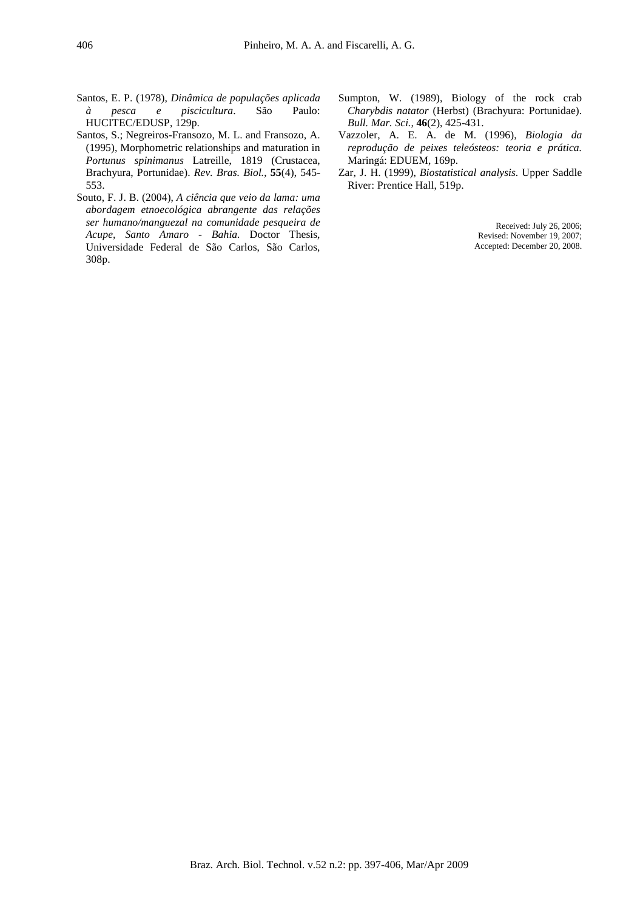Santos, E. P. (1978), *Dinâmica de populações aplicada à pesca e piscicultura*. São Paulo: HUCITEC/EDUSP, 129p.

Santos, S.; Negreiros-Fransozo, M. L. and Fransozo, A. (1995), Morphometric relationships and maturation in *Portunus spinimanus* Latreille, 1819 (Crustacea, Brachyura, Portunidae). *Rev. Bras. Biol.*, **55**(4), 545-553.

Souto, F. J. B. (2004), *A ciência que veio da lama: uma abordagem etnoecológica abrangente das relações ser humano/manguezal na comunidade pesqueira de Acupe, Santo Amaro - Bahia.* Doctor Thesis, Universidade Federal de São Carlos, São Carlos, 308p.

Sumpton, W. (1989), Biology of the rock crab *Charybdis natator* (Herbst) (Brachyura: Portunidae). *Bull. Mar. Sci.*, **46**(2), 425-431.

Vazzoler, A. E. A. de M. (1996), *Biologia da reprodução de peixes teleósteos: teoria e prática.* Maringá: EDUEM, 169p.

Zar, J. H. (1999), *Biostatistical analysis*. Upper Saddle River: Prentice Hall, 519p.

Received: July 26, 2006;
Revised: November 19, 2007;
Accepted: December 20, 2008.